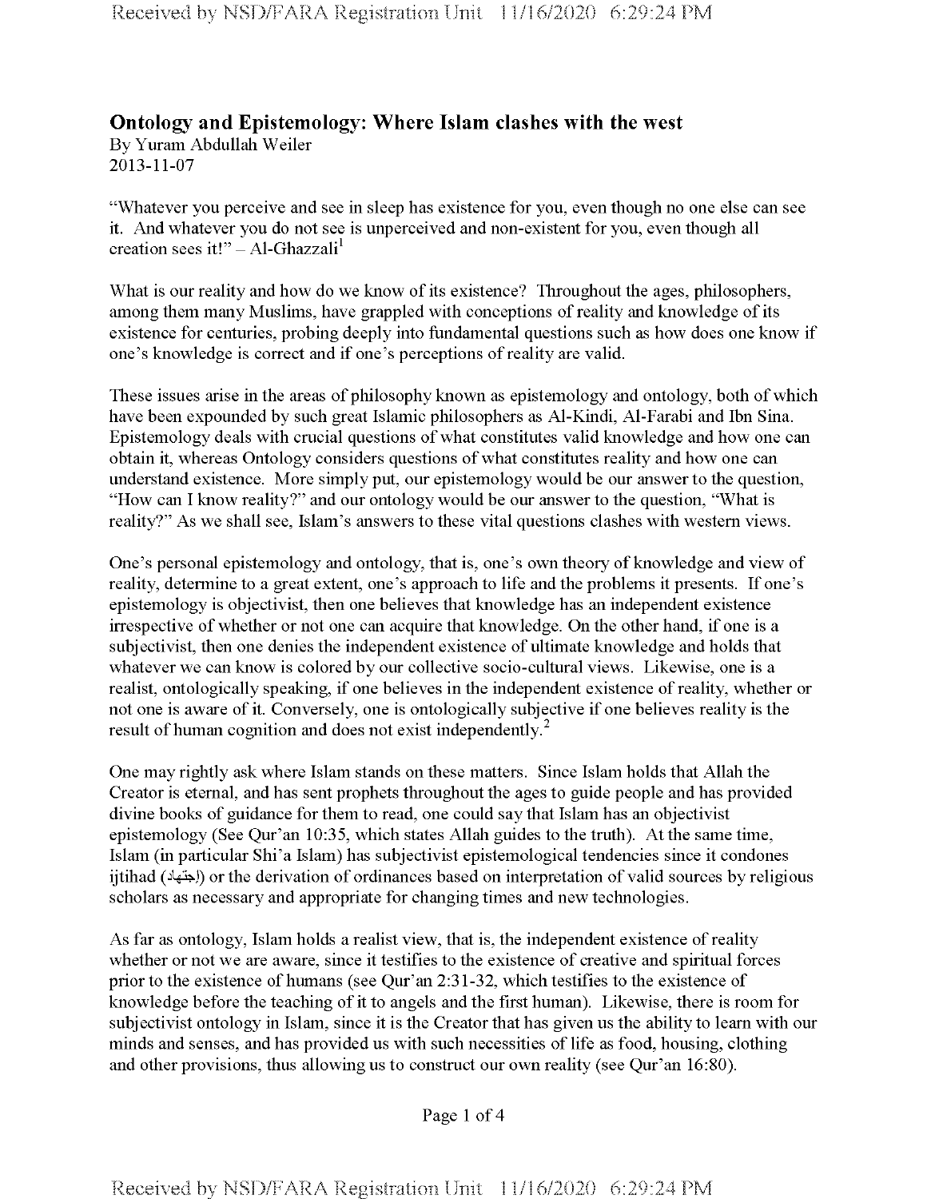## Ontology and Epistemology: Where Islam clashes with the west

By Yuram Abdullah Weiler
2013-11-07

"Whatever you perceive and see in sleep has existence for you, even though no one else can see it. And whatever you do not see is unperceived and non-existent for you, even though all creation sees it!" – Al-Ghazzali[1]

What is our reality and how do we know of its existence? Throughout the ages, philosophers, among them many Muslims, have grappled with conceptions of reality and knowledge of its existence for centuries, probing deeply into fundamental questions such as how does one know if one's knowledge is correct and if one's perceptions of reality are valid.

These issues arise in the areas of philosophy known as epistemology and ontology, both of which have been expounded by such great Islamic philosophers as Al-Kindi, Al-Farabi and Ibn Sina. Epistemology deals with crucial questions of what constitutes valid knowledge and how one can obtain it, whereas Ontology considers questions of what constitutes reality and how one can understand existence. More simply put, our epistemology would be our answer to the question, "How can I know reality?" and our ontology would be our answer to the question, "What is reality?" As we shall see, Islam's answers to these vital questions clashes with western views.

One's personal epistemology and ontology, that is, one's own theory of knowledge and view of reality, determine to a great extent, one's approach to life and the problems it presents. If one's epistemology is objectivist, then one believes that knowledge has an independent existence irrespective of whether or not one can acquire that knowledge. On the other hand, if one is a subjectivist, then one denies the independent existence of ultimate knowledge and holds that whatever we can know is colored by our collective socio-cultural views. Likewise, one is a realist, ontologically speaking, if one believes in the independent existence of reality, whether or not one is aware of it. Conversely, one is ontologically subjective if one believes reality is the result of human cognition and does not exist independently.[2]

One may rightly ask where Islam stands on these matters. Since Islam holds that Allah the Creator is eternal, and has sent prophets throughout the ages to guide people and has provided divine books of guidance for them to read, one could say that Islam has an objectivist epistemology (See Qur'an 10:35, which states Allah guides to the truth). At the same time, Islam (in particular Shi'a Islam) has subjectivist epistemological tendencies since it condones ijtihad (اجتهاد) or the derivation of ordinances based on interpretation of valid sources by religious scholars as necessary and appropriate for changing times and new technologies.

As far as ontology, Islam holds a realist view, that is, the independent existence of reality whether or not we are aware, since it testifies to the existence of creative and spiritual forces prior to the existence of humans (see Qur'an 2:31-32, which testifies to the existence of knowledge before the teaching of it to angels and the first human). Likewise, there is room for subjectivist ontology in Islam, since it is the Creator that has given us the ability to learn with our minds and senses, and has provided us with such necessities of life as food, housing, clothing and other provisions, thus allowing us to construct our own reality (see Qur'an 16:80).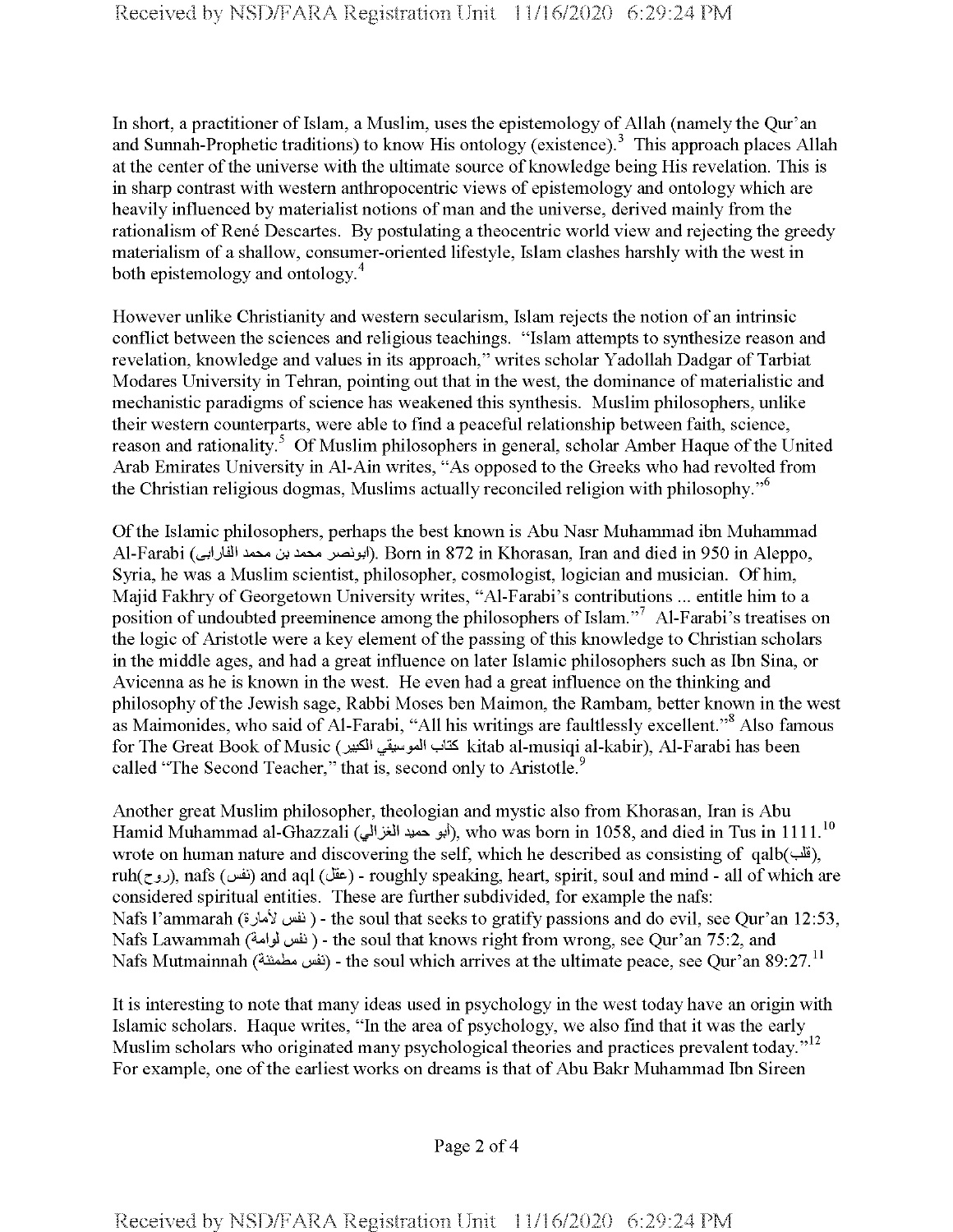In short, a practitioner of Islam, a Muslim, uses the epistemology of Allah (namely the Qur'an and Sunnah-Prophetic traditions) to know His ontology (existence).[3] This approach places Allah at the center of the universe with the ultimate source of knowledge being His revelation. This is in sharp contrast with western anthropocentric views of epistemology and ontology which are heavily influenced by materialist notions of man and the universe, derived mainly from the rationalism of René Descartes. By postulating a theocentric world view and rejecting the greedy materialism of a shallow, consumer-oriented lifestyle, Islam clashes harshly with the west in both epistemology and ontology.[4]

However unlike Christianity and western secularism, Islam rejects the notion of an intrinsic conflict between the sciences and religious teachings. "Islam attempts to synthesize reason and revelation, knowledge and values in its approach," writes scholar Yadollah Dadgar of Tarbiat Modares University in Tehran, pointing out that in the west, the dominance of materialistic and mechanistic paradigms of science has weakened this synthesis. Muslim philosophers, unlike their western counterparts, were able to find a peaceful relationship between faith, science, reason and rationality.[5] Of Muslim philosophers in general, scholar Amber Haque of the United Arab Emirates University in Al-Ain writes, "As opposed to the Greeks who had revolted from the Christian religious dogmas, Muslims actually reconciled religion with philosophy."[6]

Of the Islamic philosophers, perhaps the best known is Abu Nasr Muhammad ibn Muhammad Al-Farabi (ابونصر محمد بن محمد الفارابی). Born in 872 in Khorasan, Iran and died in 950 in Aleppo, Syria, he was a Muslim scientist, philosopher, cosmologist, logician and musician. Of him, Majid Fakhry of Georgetown University writes, "Al-Farabi's contributions ... entitle him to a position of undoubted preeminence among the philosophers of Islam."[7] Al-Farabi's treatises on the logic of Aristotle were a key element of the passing of this knowledge to Christian scholars in the middle ages, and had a great influence on later Islamic philosophers such as Ibn Sina, or Avicenna as he is known in the west. He even had a great influence on the thinking and philosophy of the Jewish sage, Rabbi Moses ben Maimon, the Rambam, better known in the west as Maimonides, who said of Al-Farabi, "All his writings are faultlessly excellent."[8] Also famous for The Great Book of Music (كتاب الموسيقي الكبير kitab al-musiqi al-kabir), Al-Farabi has been called "The Second Teacher," that is, second only to Aristotle.[9]

Another great Muslim philosopher, theologian and mystic also from Khorasan, Iran is Abu Hamid Muhammad al-Ghazzali (أبو حميد الغزالي), who was born in 1058, and died in Tus in 1111.[10] wrote on human nature and discovering the self, which he described as consisting of qalb(قلب), ruh(روح), nafs (نفس) and aql (عقل) - roughly speaking, heart, spirit, soul and mind - all of which are considered spiritual entities. These are further subdivided, for example the nafs:
Nafs l'ammarah (نفس لأمارة) - the soul that seeks to gratify passions and do evil, see Qur'an 12:53,
Nafs Lawammah (نفس لوامة) - the soul that knows right from wrong, see Qur'an 75:2, and
Nafs Mutmainnah (نفس مطمئنة) - the soul which arrives at the ultimate peace, see Qur'an 89:27.[11]

It is interesting to note that many ideas used in psychology in the west today have an origin with Islamic scholars. Haque writes, "In the area of psychology, we also find that it was the early Muslim scholars who originated many psychological theories and practices prevalent today."[12] For example, one of the earliest works on dreams is that of Abu Bakr Muhammad Ibn Sireen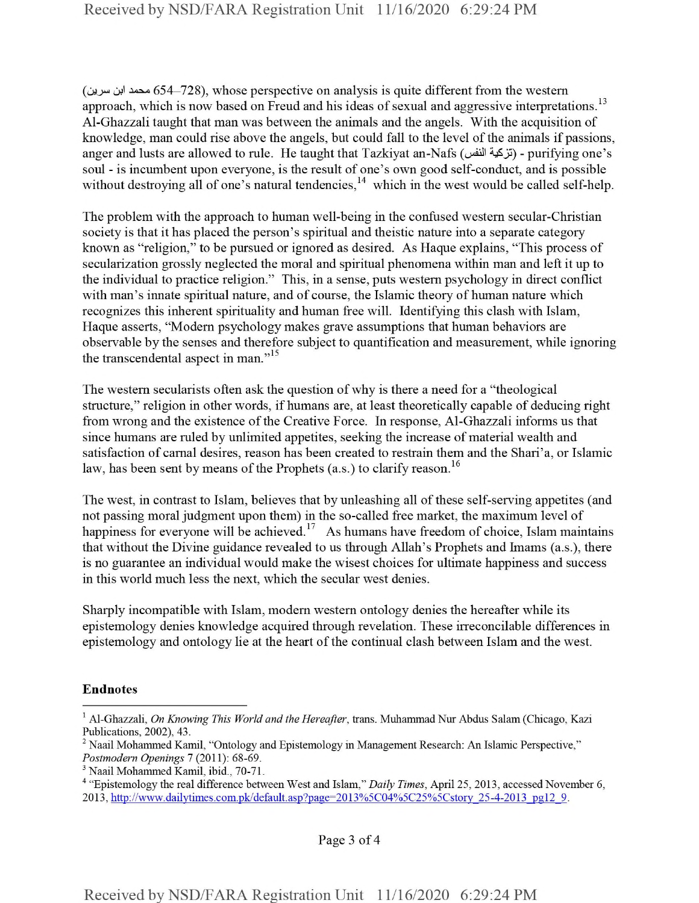(محمد ابن سرين 654–728), whose perspective on analysis is quite different from the western approach, which is now based on Freud and his ideas of sexual and aggressive interpretations.[13] Al-Ghazzali taught that man was between the animals and the angels. With the acquisition of knowledge, man could rise above the angels, but could fall to the level of the animals if passions, anger and lusts are allowed to rule. He taught that Tazkiyat an-Nafs (تزكية النفس) - purifying one's soul - is incumbent upon everyone, is the result of one's own good self-conduct, and is possible without destroying all of one's natural tendencies,[14] which in the west would be called self-help.

The problem with the approach to human well-being in the confused western secular-Christian society is that it has placed the person's spiritual and theistic nature into a separate category known as "religion," to be pursued or ignored as desired. As Haque explains, "This process of secularization grossly neglected the moral and spiritual phenomena within man and left it up to the individual to practice religion." This, in a sense, puts western psychology in direct conflict with man's innate spiritual nature, and of course, the Islamic theory of human nature which recognizes this inherent spirituality and human free will. Identifying this clash with Islam, Haque asserts, "Modern psychology makes grave assumptions that human behaviors are observable by the senses and therefore subject to quantification and measurement, while ignoring the transcendental aspect in man."[15]

The western secularists often ask the question of why is there a need for a "theological structure," religion in other words, if humans are, at least theoretically capable of deducing right from wrong and the existence of the Creative Force. In response, Al-Ghazzali informs us that since humans are ruled by unlimited appetites, seeking the increase of material wealth and satisfaction of carnal desires, reason has been created to restrain them and the Shari'a, or Islamic law, has been sent by means of the Prophets (a.s.) to clarify reason.[16]

The west, in contrast to Islam, believes that by unleashing all of these self-serving appetites (and not passing moral judgment upon them) in the so-called free market, the maximum level of happiness for everyone will be achieved.[17] As humans have freedom of choice, Islam maintains that without the Divine guidance revealed to us through Allah's Prophets and Imams (a.s.), there is no guarantee an individual would make the wisest choices for ultimate happiness and success in this world much less the next, which the secular west denies.

Sharply incompatible with Islam, modern western ontology denies the hereafter while its epistemology denies knowledge acquired through revelation. These irreconcilable differences in epistemology and ontology lie at the heart of the continual clash between Islam and the west.

**Endnotes**

[1] Al-Ghazzali, *On Knowing This World and the Hereafter*, trans. Muhammad Nur Abdus Salam (Chicago, Kazi Publications, 2002), 43.

[2] Naail Mohammed Kamil, "Ontology and Epistemology in Management Research: An Islamic Perspective," *Postmodern Openings* 7 (2011): 68-69.

[3] Naail Mohammed Kamil, ibid., 70-71.

[4] "Epistemology the real difference between West and Islam," *Daily Times*, April 25, 2013, accessed November 6, 2013, http://www.dailytimes.com.pk/default.asp?page=2013%5C04%5C25%5Cstory_25-4-2013_pg12_9.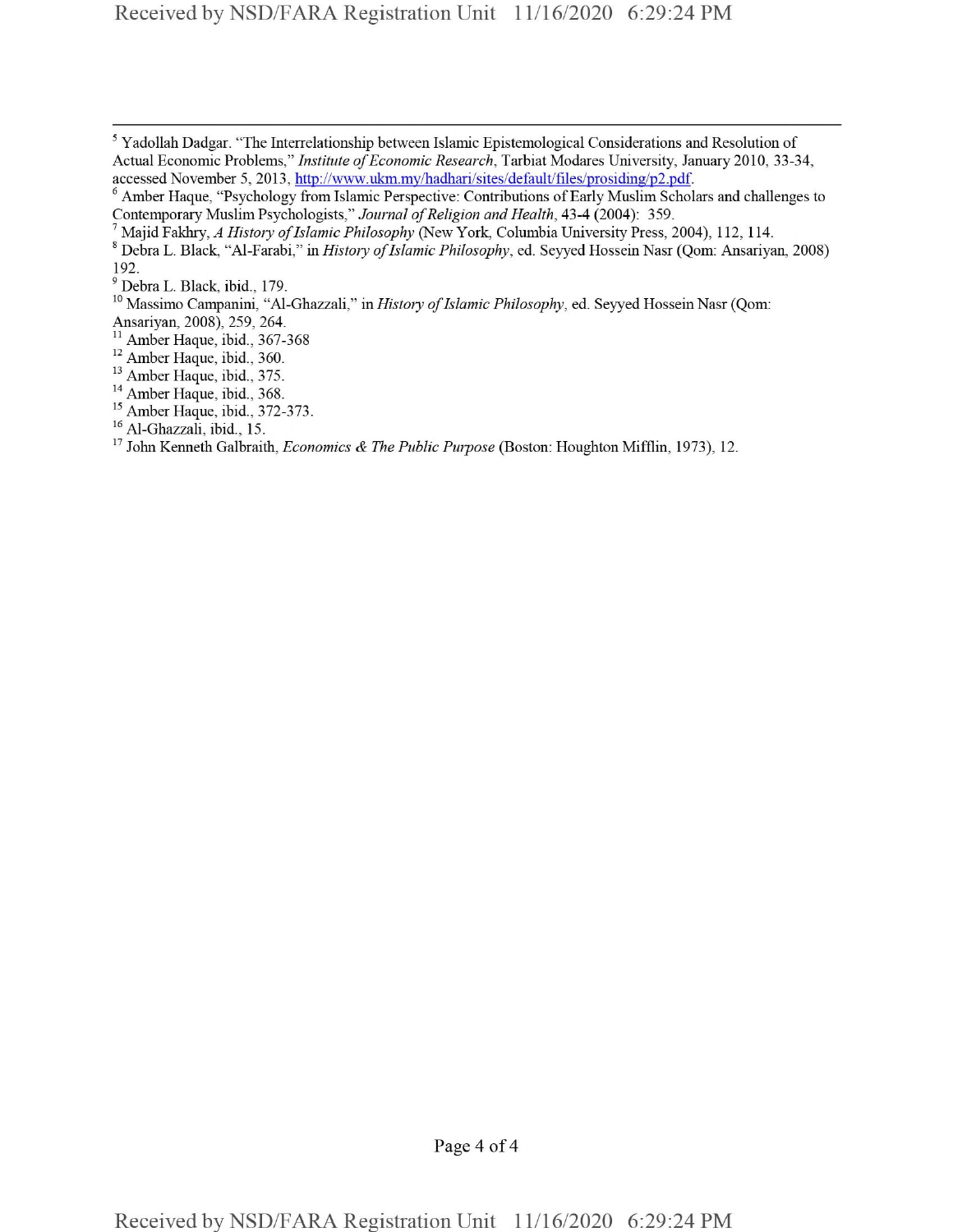[5] Yadollah Dadgar. "The Interrelationship between Islamic Epistemological Considerations and Resolution of Actual Economic Problems," *Institute of Economic Research*, Tarbiat Modares University, January 2010, 33-34, accessed November 5, 2013, http://www.ukm.my/hadhari/sites/default/files/prosiding/p2.pdf.

[6] Amber Haque, "Psychology from Islamic Perspective: Contributions of Early Muslim Scholars and challenges to Contemporary Muslim Psychologists," *Journal of Religion and Health*, 43-4 (2004): 359.

[7] Majid Fakhry, *A History of Islamic Philosophy* (New York, Columbia University Press, 2004), 112, 114.

[8] Debra L. Black, "Al-Farabi," in *History of Islamic Philosophy*, ed. Seyyed Hossein Nasr (Qom: Ansariyan, 2008) 192.

[9] Debra L. Black, ibid., 179.

[10] Massimo Campanini, "Al-Ghazzali," in *History of Islamic Philosophy*, ed. Seyyed Hossein Nasr (Qom: Ansariyan, 2008), 259, 264.

[11] Amber Haque, ibid., 367-368

[12] Amber Haque, ibid., 360.

[13] Amber Haque, ibid., 375.

[14] Amber Haque, ibid., 368.

[15] Amber Haque, ibid., 372-373.

[16] Al-Ghazzali, ibid., 15.

[17] John Kenneth Galbraith, *Economics & The Public Purpose* (Boston: Houghton Mifflin, 1973), 12.